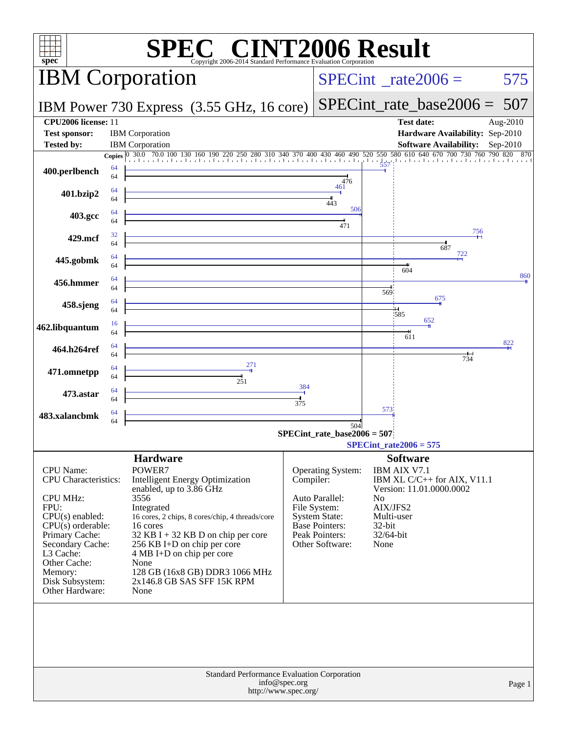# SPEC CINT2006 Result

Copyright 2006-2014 Standard Performance Evaluation Corporation

## IBM Corporation

**IBM Power 730 Express (3.55 GHz, 16 core)**

SPECint_rate2006 = 575

SPECint_rate_base2006 = 507

| | | | |
|---|---|---|---|
| **CPU2006 license:** | 11 | **Test date:** | Aug-2010 |
| **Test sponsor:** | IBM Corporation | **Hardware Availability:** | Sep-2010 |
| **Tested by:** | IBM Corporation | **Software Availability:** | Sep-2010 |

| Benchmark | Copies (peak) | Copies (base) | Peak | Base |
|---|---|---|---|---|
| 400.perlbench | 64 | 64 | 557 | 476 |
| 401.bzip2 | 64 | 64 | 461 | 443 |
| 403.gcc | 64 | 64 | 506 | 471 |
| 429.mcf | 32 | 64 | 756 | 687 |
| 445.gobmk | 64 | 64 | 722 | 604 |
| 456.hmmer | 64 | 64 | 860 | 569 |
| 458.sjeng | 64 | 64 | 675 | 585 |
| 462.libquantum | 16 | 64 | 652 | 611 |
| 464.h264ref | 64 | 64 | 822 | 734 |
| 471.omnetpp | 64 | 64 | 271 | 251 |
| 473.astar | 64 | 64 | 384 | 375 |
| 483.xalancbmk | 64 | 64 | 573 | 504 |

SPECint_rate_base2006 = 507

SPECint_rate2006 = 575

### Hardware

| | |
|---|---|
| CPU Name: | POWER7 |
| CPU Characteristics: | Intelligent Energy Optimization enabled, up to 3.86 GHz |
| CPU MHz: | 3556 |
| FPU: | Integrated |
| CPU(s) enabled: | 16 cores, 2 chips, 8 cores/chip, 4 threads/core |
| CPU(s) orderable: | 16 cores |
| Primary Cache: | 32 KB I + 32 KB D on chip per core |
| Secondary Cache: | 256 KB I+D on chip per core |
| L3 Cache: | 4 MB I+D on chip per core |
| Other Cache: | None |
| Memory: | 128 GB (16x8 GB) DDR3 1066 MHz |
| Disk Subsystem: | 2x146.8 GB SAS SFF 15K RPM |
| Other Hardware: | None |

### Software

| | |
|---|---|
| Operating System: | IBM AIX V7.1 |
| Compiler: | IBM XL C/C++ for AIX, V11.1 Version: 11.01.0000.0002 |
| Auto Parallel: | No |
| File System: | AIX/JFS2 |
| System State: | Multi-user |
| Base Pointers: | 32-bit |
| Peak Pointers: | 32/64-bit |
| Other Software: | None |

Standard Performance Evaluation Corporation
info@spec.org
http://www.spec.org/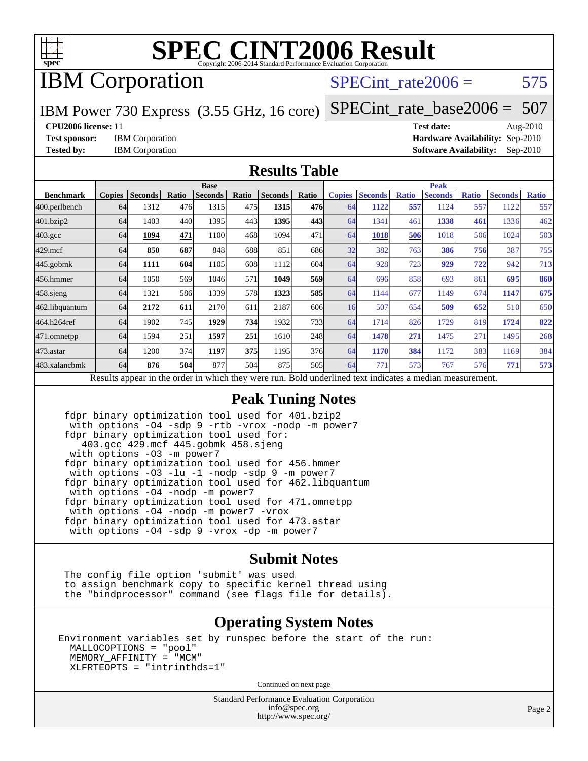# SPEC CINT2006 Result

Copyright 2006-2014 Standard Performance Evaluation Corporation

# IBM Corporation

IBM Power 730 Express (3.55 GHz, 16 core)

SPECint_rate2006 = 575

SPECint_rate_base2006 = 507

**CPU2006 license:** 11
**Test sponsor:** IBM Corporation
**Tested by:** IBM Corporation

**Test date:** Aug-2010
**Hardware Availability:** Sep-2010
**Software Availability:** Sep-2010

## Results Table

| Benchmark | Base | | | | | | | Peak | | | | | | |
|---|---|---|---|---|---|---|---|---|---|---|---|---|---|---|
| | Copies | Seconds | Ratio | Seconds | Ratio | Seconds | Ratio | Copies | Seconds | Ratio | Seconds | Ratio | Seconds | Ratio |
| 400.perlbench | 64 | 1312 | 476 | 1315 | 475 | **1315** | **476** | 64 | **1122** | **557** | 1124 | 557 | 1122 | 557 |
| 401.bzip2 | 64 | 1403 | 440 | 1395 | 443 | **1395** | **443** | 64 | 1341 | 461 | **1338** | **461** | 1336 | 462 |
| 403.gcc | 64 | **1094** | **471** | 1100 | 468 | 1094 | 471 | 64 | **1018** | **506** | 1018 | 506 | 1024 | 503 |
| 429.mcf | 64 | **850** | **687** | 848 | 688 | 851 | 686 | 32 | 382 | 763 | **386** | **756** | 387 | 755 |
| 445.gobmk | 64 | **1111** | **604** | 1105 | 608 | 1112 | 604 | 64 | 928 | 723 | **929** | **722** | 942 | 713 |
| 456.hmmer | 64 | 1050 | 569 | 1046 | 571 | **1049** | **569** | 64 | 696 | 858 | 693 | 861 | **695** | **860** |
| 458.sjeng | 64 | 1321 | 586 | 1339 | 578 | **1323** | **585** | 64 | 1144 | 677 | 1149 | 674 | **1147** | **675** |
| 462.libquantum | 64 | **2172** | **611** | 2170 | 611 | 2187 | 606 | 16 | 507 | 654 | **509** | **652** | 510 | 650 |
| 464.h264ref | 64 | 1902 | 745 | **1929** | **734** | 1932 | 733 | 64 | 1714 | 826 | 1729 | 819 | **1724** | **822** |
| 471.omnetpp | 64 | 1594 | 251 | **1597** | **251** | 1610 | 248 | 64 | **1478** | **271** | 1475 | 271 | 1495 | 268 |
| 473.astar | 64 | 1200 | 374 | **1197** | **375** | 1195 | 376 | 64 | **1170** | **384** | 1172 | 383 | 1169 | 384 |
| 483.xalancbmk | 64 | **876** | **504** | 877 | 504 | 875 | 505 | 64 | 771 | 573 | 767 | 576 | **771** | **573** |

Results appear in the order in which they were run. Bold underlined text indicates a median measurement.

## Peak Tuning Notes

```
fdpr binary optimization tool used for 401.bzip2
 with options -O4 -sdp 9 -rtb -vrox -nodp -m power7
fdpr binary optimization tool used for:
   403.gcc 429.mcf 445.gobmk 458.sjeng
 with options -O3 -m power7
fdpr binary optimization tool used for 456.hmmer
 with options -O3 -lu -1 -nodp -sdp 9 -m power7
fdpr binary optimization tool used for 462.libquantum
 with options -O4 -nodp -m power7
fdpr binary optimization tool used for 471.omnetpp
 with options -O4 -nodp -m power7 -vrox
fdpr binary optimization tool used for 473.astar
 with options -O4 -sdp 9 -vrox -dp -m power7
```

## Submit Notes

```
The config file option 'submit' was used
to assign benchmark copy to specific kernel thread using
the "bindprocessor" command (see flags file for details).
```

## Operating System Notes

```
Environment variables set by runspec before the start of the run:
  MALLOCOPTIONS = "pool"
  MEMORY_AFFINITY = "MCM"
  XLFRTEOPTS = "intrinthds=1"
```

Continued on next page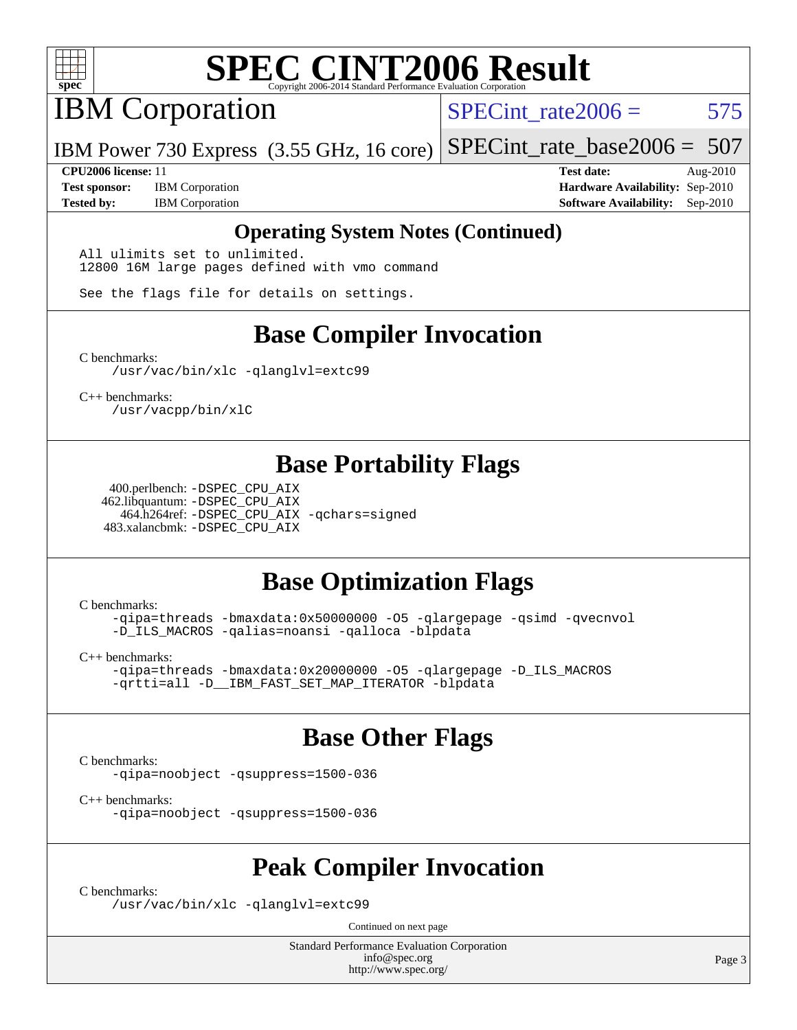## Operating System Notes (Continued)

```
All ulimits set to unlimited.
12800 16M large pages defined with vmo command

See the flags file for details on settings.
```

## Base Compiler Invocation

C benchmarks:

```
/usr/vac/bin/xlc -qlanglvl=extc99
```

C++ benchmarks:

```
/usr/vacpp/bin/xlC
```

## Base Portability Flags

400.perlbench: -DSPEC_CPU_AIX
462.libquantum: -DSPEC_CPU_AIX
464.h264ref: -DSPEC_CPU_AIX -qchars=signed
483.xalancbmk: -DSPEC_CPU_AIX

## Base Optimization Flags

C benchmarks:

```
-qipa=threads -bmaxdata:0x50000000 -O5 -qlargepage -qsimd -qvecnvol
-D_ILS_MACROS -qalias=noansi -qalloca -blpdata
```

C++ benchmarks:

```
-qipa=threads -bmaxdata:0x20000000 -O5 -qlargepage -D_ILS_MACROS
-qrtti=all -D__IBM_FAST_SET_MAP_ITERATOR -blpdata
```

## Base Other Flags

C benchmarks:

```
-qipa=noobject -qsuppress=1500-036
```

C++ benchmarks:

```
-qipa=noobject -qsuppress=1500-036
```

## Peak Compiler Invocation

C benchmarks:

```
/usr/vac/bin/xlc -qlanglvl=extc99
```

Continued on next page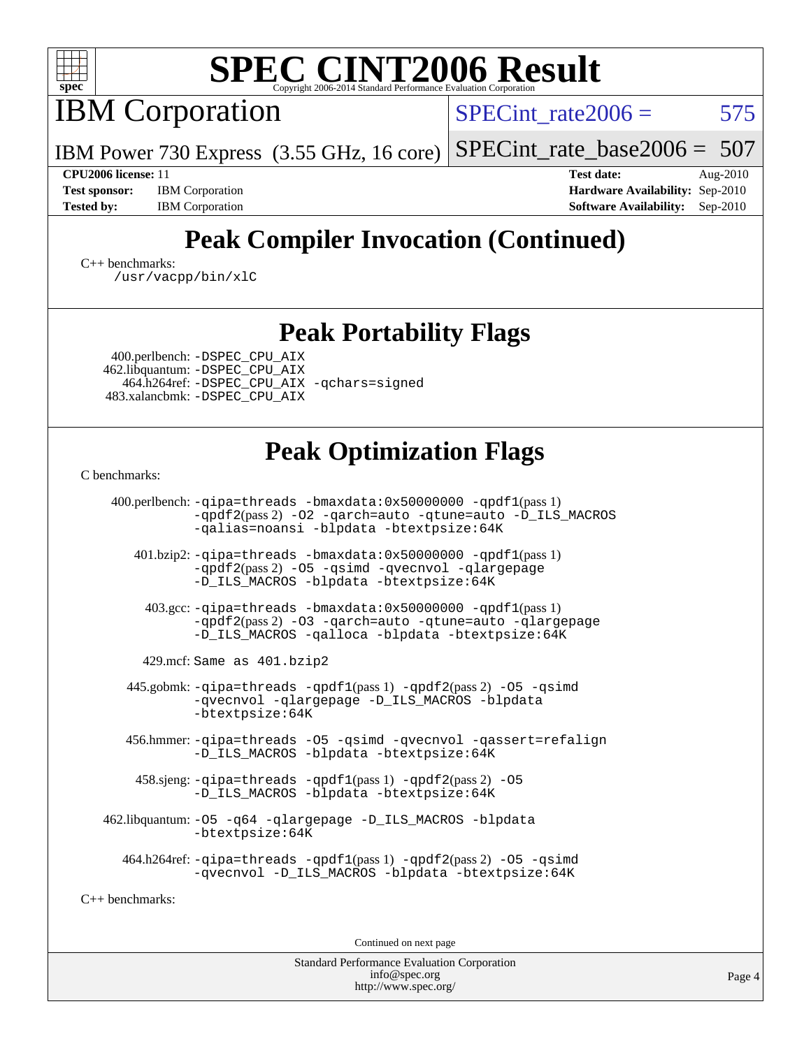# SPEC CINT2006 Result

Copyright 2006-2014 Standard Performance Evaluation Corporation

## IBM Corporation

IBM Power 730 Express (3.55 GHz, 16 core)

SPECint_rate2006 = 575

SPECint_rate_base2006 = 507

| | | | |
|---|---|---|---|
| **CPU2006 license:** | 11 | **Test date:** | Aug-2010 |
| **Test sponsor:** | IBM Corporation | **Hardware Availability:** | Sep-2010 |
| **Tested by:** | IBM Corporation | **Software Availability:** | Sep-2010 |

## Peak Compiler Invocation (Continued)

C++ benchmarks:
`/usr/vacpp/bin/xlC`

## Peak Portability Flags

400.perlbench: `-DSPEC_CPU_AIX`
462.libquantum: `-DSPEC_CPU_AIX`
464.h264ref: `-DSPEC_CPU_AIX -qchars=signed`
483.xalancbmk: `-DSPEC_CPU_AIX`

## Peak Optimization Flags

C benchmarks:

400.perlbench: `-qipa=threads -bmaxdata:0x50000000 -qpdf1`(pass 1) `-qpdf2`(pass 2) `-O2 -qarch=auto -qtune=auto -D_ILS_MACROS -qalias=noansi -blpdata -btextpsize:64K`

401.bzip2: `-qipa=threads -bmaxdata:0x50000000 -qpdf1`(pass 1) `-qpdf2`(pass 2) `-O5 -qsimd -qvecnvol -qlargepage -D_ILS_MACROS -blpdata -btextpsize:64K`

403.gcc: `-qipa=threads -bmaxdata:0x50000000 -qpdf1`(pass 1) `-qpdf2`(pass 2) `-O3 -qarch=auto -qtune=auto -qlargepage -D_ILS_MACROS -qalloca -blpdata -btextpsize:64K`

429.mcf: Same as 401.bzip2

445.gobmk: `-qipa=threads -qpdf1`(pass 1) `-qpdf2`(pass 2) `-O5 -qsimd -qvecnvol -qlargepage -D_ILS_MACROS -blpdata -btextpsize:64K`

456.hmmer: `-qipa=threads -O5 -qsimd -qvecnvol -qassert=refalign -D_ILS_MACROS -blpdata -btextpsize:64K`

458.sjeng: `-qipa=threads -qpdf1`(pass 1) `-qpdf2`(pass 2) `-O5 -D_ILS_MACROS -blpdata -btextpsize:64K`

462.libquantum: `-O5 -q64 -qlargepage -D_ILS_MACROS -blpdata -btextpsize:64K`

464.h264ref: `-qipa=threads -qpdf1`(pass 1) `-qpdf2`(pass 2) `-O5 -qsimd -qvecnvol -D_ILS_MACROS -blpdata -btextpsize:64K`

C++ benchmarks:

Continued on next page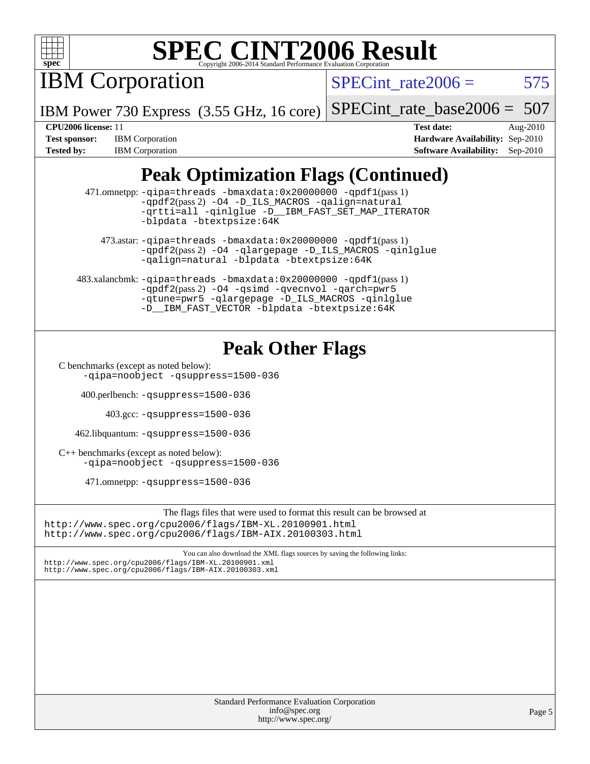# SPEC CINT2006 Result

Copyright 2006-2014 Standard Performance Evaluation Corporation

## IBM Corporation

IBM Power 730 Express (3.55 GHz, 16 core)

SPECint_rate2006 = 575

SPECint_rate_base2006 = 507

| | | | |
|---|---|---|---|
| **CPU2006 license:** 11 | | **Test date:** | Aug-2010 |
| **Test sponsor:** | IBM Corporation | **Hardware Availability:** | Sep-2010 |
| **Tested by:** | IBM Corporation | **Software Availability:** | Sep-2010 |

## Peak Optimization Flags (Continued)

471.omnetpp: -qipa=threads -bmaxdata:0x20000000 -qpdf1(pass 1) -qpdf2(pass 2) -O4 -D_ILS_MACROS -qalign=natural -qrtti=all -qinlglue -D__IBM_FAST_SET_MAP_ITERATOR -blpdata -btextpsize:64K

473.astar: -qipa=threads -bmaxdata:0x20000000 -qpdf1(pass 1) -qpdf2(pass 2) -O4 -qlargepage -D_ILS_MACROS -qinlglue -qalign=natural -blpdata -btextpsize:64K

483.xalancbmk: -qipa=threads -bmaxdata:0x20000000 -qpdf1(pass 1) -qpdf2(pass 2) -O4 -qsimd -qvecnvol -qarch=pwr5 -qtune=pwr5 -qlargepage -D_ILS_MACROS -qinlglue -D__IBM_FAST_VECTOR -blpdata -btextpsize:64K

## Peak Other Flags

C benchmarks (except as noted below):
-qipa=noobject -qsuppress=1500-036

400.perlbench: -qsuppress=1500-036

403.gcc: -qsuppress=1500-036

462.libquantum: -qsuppress=1500-036

C++ benchmarks (except as noted below):
-qipa=noobject -qsuppress=1500-036

471.omnetpp: -qsuppress=1500-036

The flags files that were used to format this result can be browsed at
http://www.spec.org/cpu2006/flags/IBM-XL.20100901.html
http://www.spec.org/cpu2006/flags/IBM-AIX.20100303.html

You can also download the XML flags sources by saving the following links:
http://www.spec.org/cpu2006/flags/IBM-XL.20100901.xml
http://www.spec.org/cpu2006/flags/IBM-AIX.20100303.xml

Standard Performance Evaluation Corporation
info@spec.org
http://www.spec.org/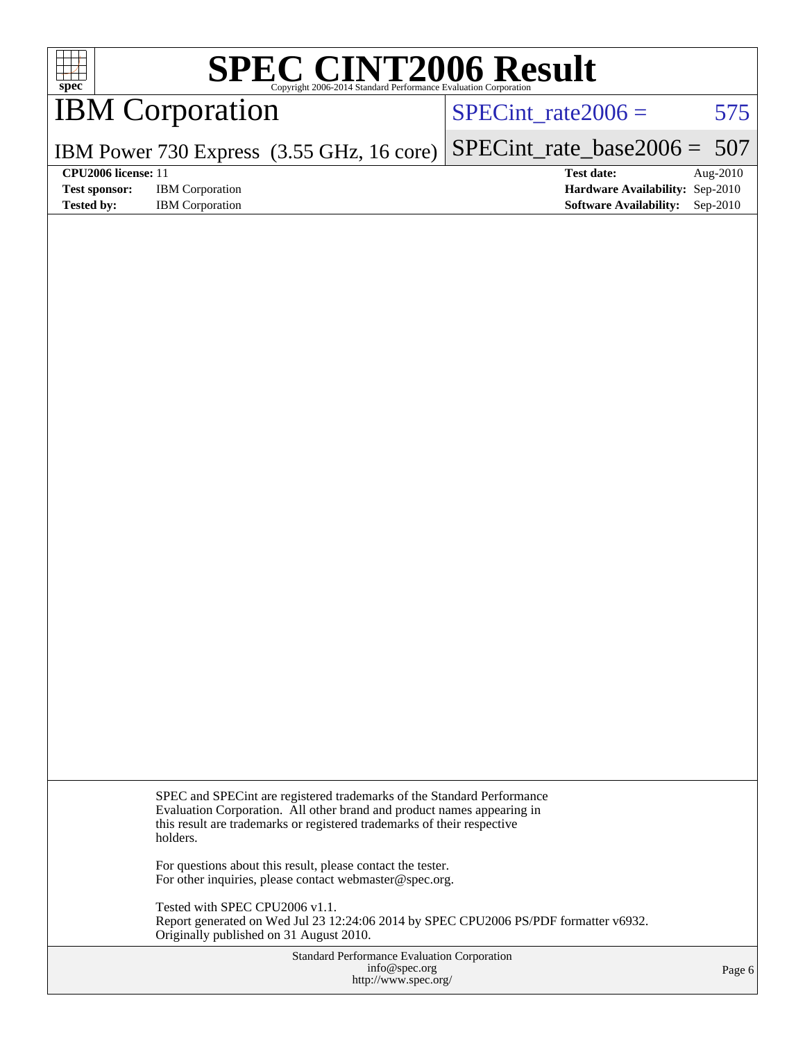SPEC and SPECint are registered trademarks of the Standard Performance Evaluation Corporation. All other brand and product names appearing in this result are trademarks or registered trademarks of their respective holders.

For questions about this result, please contact the tester.
For other inquiries, please contact webmaster@spec.org.

Tested with SPEC CPU2006 v1.1.
Report generated on Wed Jul 23 12:24:06 2014 by SPEC CPU2006 PS/PDF formatter v6932.
Originally published on 31 August 2010.